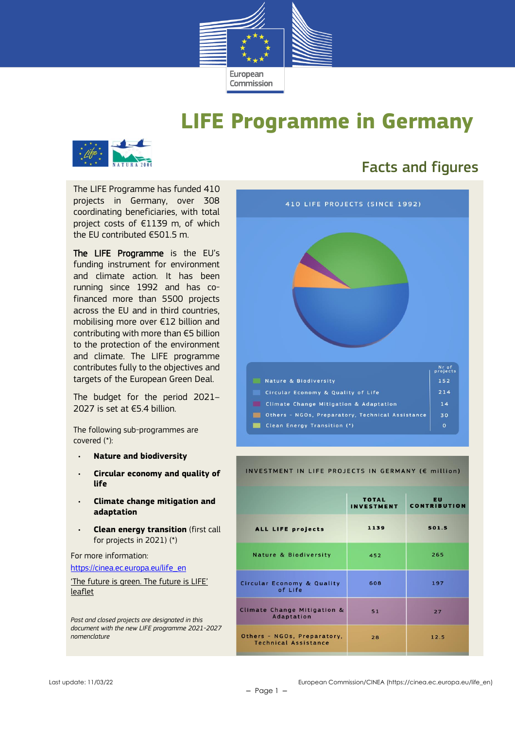# LIFE Programme in Germany

## Facts and figures

The LIFE Programme has funded 410 projects in Germany, over 308 coordinating beneficiaries, with total project costs of €1139 m, of which the EU contributed €501.5 m.

**The LIFE Programme** is the EU's funding instrument for environment and climate action. It has been running since 1992 and has co-financed more than 5500 projects across the EU and in third countries, mobilising more over €12 billion and contributing with more than €5 billion to the protection of the environment and climate. The LIFE programme contributes fully to the objectives and targets of the European Green Deal.

The budget for the period 2021–2027 is set at €5.4 billion.

The following sub-programmes are covered (*):

- **Nature and biodiversity**
- **Circular economy and quality of life**
- **Climate change mitigation and adaptation**
- **Clean energy transition** (first call for projects in 2021) (*)

For more information:

https://cinea.ec.europa.eu/life_en

'The future is green. The future is LIFE' leaflet

*Past and closed projects are designated in this document with the new LIFE programme 2021-2027 nomenclature*

**410 LIFE PROJECTS (SINCE 1992)**

| | Nr of projects |
|---|---|
| Nature & Biodiversity | 152 |
| Circular Economy & Quality of Life | 214 |
| Climate Change Mitigation & Adaptation | 14 |
| Others - NGOs, Preparatory, Technical Assistance | 30 |
| Clean Energy Transition (*) | 0 |

**INVESTMENT IN LIFE PROJECTS IN GERMANY (€ million)**

| | TOTAL INVESTMENT | EU CONTRIBUTION |
|---|---|---|
| ALL LIFE projects | 1139 | 501.5 |
| Nature & Biodiversity | 452 | 265 |
| Circular Economy & Quality of Life | 608 | 197 |
| Climate Change Mitigation & Adaptation | 51 | 27 |
| Others - NGOs, Preparatory, Technical Assistance | 28 | 12.5 |

Last update: 11/03/22

European Commission/CINEA (https://cinea.ec.europa.eu/life_en)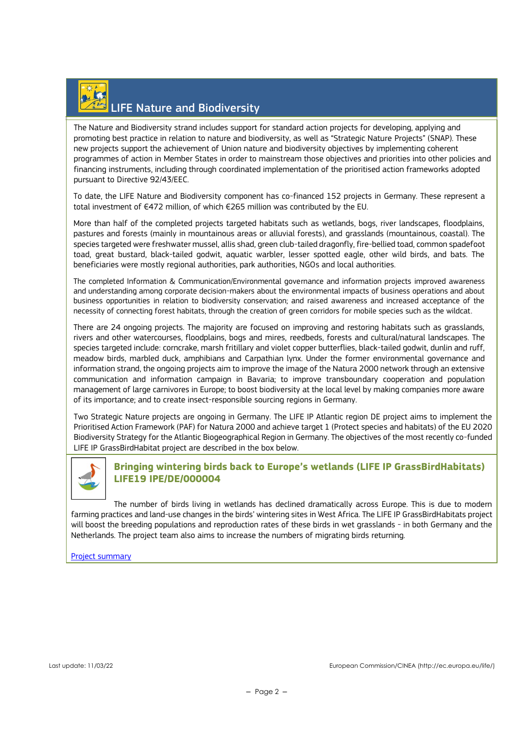## LIFE Nature and Biodiversity

The Nature and Biodiversity strand includes support for standard action projects for developing, applying and promoting best practice in relation to nature and biodiversity, as well as "Strategic Nature Projects" (SNAP). These new projects support the achievement of Union nature and biodiversity objectives by implementing coherent programmes of action in Member States in order to mainstream those objectives and priorities into other policies and financing instruments, including through coordinated implementation of the prioritised action frameworks adopted pursuant to Directive 92/43/EEC.

To date, the LIFE Nature and Biodiversity component has co-financed 152 projects in Germany. These represent a total investment of €472 million, of which €265 million was contributed by the EU.

More than half of the completed projects targeted habitats such as wetlands, bogs, river landscapes, floodplains, pastures and forests (mainly in mountainous areas or alluvial forests), and grasslands (mountainous, coastal). The species targeted were freshwater mussel, allis shad, green club-tailed dragonfly, fire-bellied toad, common spadefoot toad, great bustard, black-tailed godwit, aquatic warbler, lesser spotted eagle, other wild birds, and bats. The beneficiaries were mostly regional authorities, park authorities, NGOs and local authorities.

The completed Information & Communication/Environmental governance and information projects improved awareness and understanding among corporate decision-makers about the environmental impacts of business operations and about business opportunities in relation to biodiversity conservation; and raised awareness and increased acceptance of the necessity of connecting forest habitats, through the creation of green corridors for mobile species such as the wildcat.

There are 24 ongoing projects. The majority are focused on improving and restoring habitats such as grasslands, rivers and other watercourses, floodplains, bogs and mires, reedbeds, forests and cultural/natural landscapes. The species targeted include: corncrake, marsh fritillary and violet copper butterflies, black-tailed godwit, dunlin and ruff, meadow birds, marbled duck, amphibians and Carpathian lynx. Under the former environmental governance and information strand, the ongoing projects aim to improve the image of the Natura 2000 network through an extensive communication and information campaign in Bavaria; to improve transboundary cooperation and population management of large carnivores in Europe; to boost biodiversity at the local level by making companies more aware of its importance; and to create insect-responsible sourcing regions in Germany.

Two Strategic Nature projects are ongoing in Germany. The LIFE IP Atlantic region DE project aims to implement the Prioritised Action Framework (PAF) for Natura 2000 and achieve target 1 (Protect species and habitats) of the EU 2020 Biodiversity Strategy for the Atlantic Biogeographical Region in Germany. The objectives of the most recently co-funded LIFE IP GrassBirdHabitat project are described in the box below.

### Bringing wintering birds back to Europe's wetlands (LIFE IP GrassBirdHabitats) LIFE19 IPE/DE/000004

The number of birds living in wetlands has declined dramatically across Europe. This is due to modern farming practices and land-use changes in the birds' wintering sites in West Africa. The LIFE IP GrassBirdHabitats project will boost the breeding populations and reproduction rates of these birds in wet grasslands - in both Germany and the Netherlands. The project team also aims to increase the numbers of migrating birds returning.

Project summary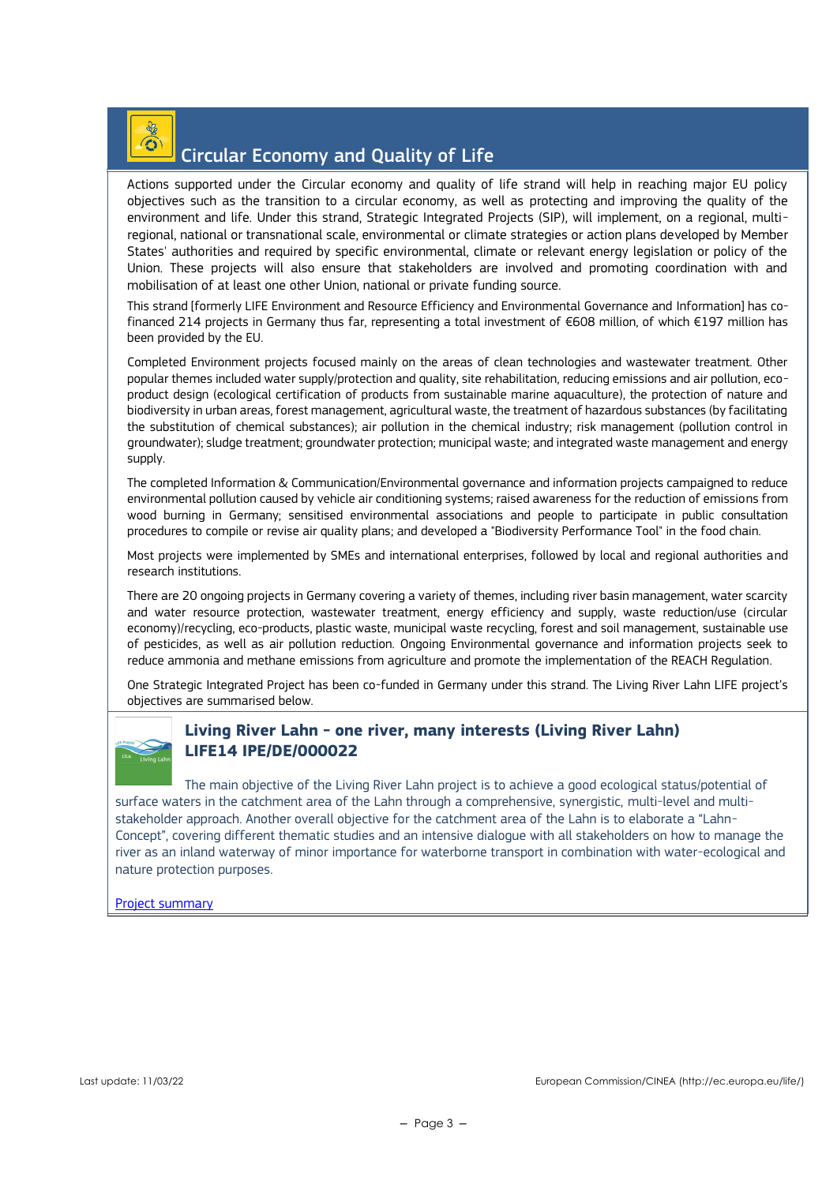## Circular Economy and Quality of Life

Actions supported under the Circular economy and quality of life strand will help in reaching major EU policy objectives such as the transition to a circular economy, as well as protecting and improving the quality of the environment and life. Under this strand, Strategic Integrated Projects (SIP), will implement, on a regional, multi-regional, national or transnational scale, environmental or climate strategies or action plans developed by Member States' authorities and required by specific environmental, climate or relevant energy legislation or policy of the Union. These projects will also ensure that stakeholders are involved and promoting coordination with and mobilisation of at least one other Union, national or private funding source.

This strand [formerly LIFE Environment and Resource Efficiency and Environmental Governance and Information] has co-financed 214 projects in Germany thus far, representing a total investment of €608 million, of which €197 million has been provided by the EU.

Completed Environment projects focused mainly on the areas of clean technologies and wastewater treatment. Other popular themes included water supply/protection and quality, site rehabilitation, reducing emissions and air pollution, eco-product design (ecological certification of products from sustainable marine aquaculture), the protection of nature and biodiversity in urban areas, forest management, agricultural waste, the treatment of hazardous substances (by facilitating the substitution of chemical substances); air pollution in the chemical industry; risk management (pollution control in groundwater); sludge treatment; groundwater protection; municipal waste; and integrated waste management and energy supply.

The completed Information & Communication/Environmental governance and information projects campaigned to reduce environmental pollution caused by vehicle air conditioning systems; raised awareness for the reduction of emissions from wood burning in Germany; sensitised environmental associations and people to participate in public consultation procedures to compile or revise air quality plans; and developed a "Biodiversity Performance Tool" in the food chain.

Most projects were implemented by SMEs and international enterprises, followed by local and regional authorities and research institutions.

There are 20 ongoing projects in Germany covering a variety of themes, including river basin management, water scarcity and water resource protection, wastewater treatment, energy efficiency and supply, waste reduction/use (circular economy)/recycling, eco-products, plastic waste, municipal waste recycling, forest and soil management, sustainable use of pesticides, as well as air pollution reduction. Ongoing Environmental governance and information projects seek to reduce ammonia and methane emissions from agriculture and promote the implementation of the REACH Regulation.

One Strategic Integrated Project has been co-funded in Germany under this strand. The Living River Lahn LIFE project's objectives are summarised below.

### Living River Lahn - one river, many interests (Living River Lahn) LIFE14 IPE/DE/000022

The main objective of the Living River Lahn project is to achieve a good ecological status/potential of surface waters in the catchment area of the Lahn through a comprehensive, synergistic, multi-level and multi-stakeholder approach. Another overall objective for the catchment area of the Lahn is to elaborate a "Lahn-Concept", covering different thematic studies and an intensive dialogue with all stakeholders on how to manage the river as an inland waterway of minor importance for waterborne transport in combination with water-ecological and nature protection purposes.

Project summary

Last update: 11/03/22

European Commission/CINEA (http://ec.europa.eu/life/)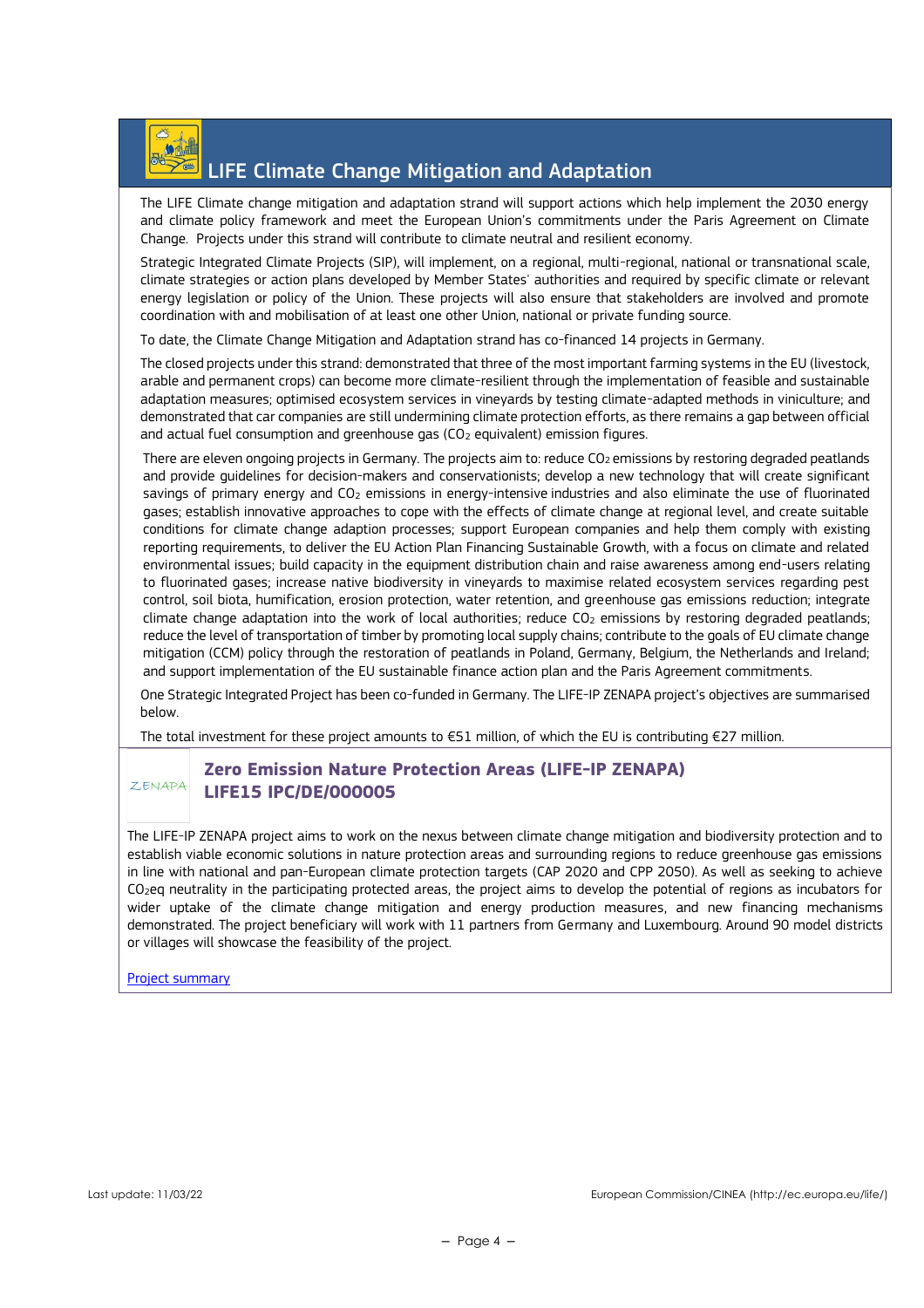## LIFE Climate Change Mitigation and Adaptation

The LIFE Climate change mitigation and adaptation strand will support actions which help implement the 2030 energy and climate policy framework and meet the European Union's commitments under the Paris Agreement on Climate Change. Projects under this strand will contribute to climate neutral and resilient economy.

Strategic Integrated Climate Projects (SIP), will implement, on a regional, multi-regional, national or transnational scale, climate strategies or action plans developed by Member States' authorities and required by specific climate or relevant energy legislation or policy of the Union. These projects will also ensure that stakeholders are involved and promote coordination with and mobilisation of at least one other Union, national or private funding source.

To date, the Climate Change Mitigation and Adaptation strand has co-financed 14 projects in Germany.

The closed projects under this strand: demonstrated that three of the most important farming systems in the EU (livestock, arable and permanent crops) can become more climate-resilient through the implementation of feasible and sustainable adaptation measures; optimised ecosystem services in vineyards by testing climate-adapted methods in viniculture; and demonstrated that car companies are still undermining climate protection efforts, as there remains a gap between official and actual fuel consumption and greenhouse gas ($CO_2$ equivalent) emission figures.

There are eleven ongoing projects in Germany. The projects aim to: reduce $CO_2$ emissions by restoring degraded peatlands and provide guidelines for decision-makers and conservationists; develop a new technology that will create significant savings of primary energy and $CO_2$ emissions in energy-intensive industries and also eliminate the use of fluorinated gases; establish innovative approaches to cope with the effects of climate change at regional level, and create suitable conditions for climate change adaption processes; support European companies and help them comply with existing reporting requirements, to deliver the EU Action Plan Financing Sustainable Growth, with a focus on climate and related environmental issues; build capacity in the equipment distribution chain and raise awareness among end-users relating to fluorinated gases; increase native biodiversity in vineyards to maximise related ecosystem services regarding pest control, soil biota, humification, erosion protection, water retention, and greenhouse gas emissions reduction; integrate climate change adaptation into the work of local authorities; reduce $CO_2$ emissions by restoring degraded peatlands; reduce the level of transportation of timber by promoting local supply chains; contribute to the goals of EU climate change mitigation (CCM) policy through the restoration of peatlands in Poland, Germany, Belgium, the Netherlands and Ireland; and support implementation of the EU sustainable finance action plan and the Paris Agreement commitments.

One Strategic Integrated Project has been co-funded in Germany. The LIFE-IP ZENAPA project's objectives are summarised below.

The total investment for these project amounts to €51 million, of which the EU is contributing €27 million.

ZENAPA

### Zero Emission Nature Protection Areas (LIFE-IP ZENAPA) LIFE15 IPC/DE/000005

The LIFE-IP ZENAPA project aims to work on the nexus between climate change mitigation and biodiversity protection and to establish viable economic solutions in nature protection areas and surrounding regions to reduce greenhouse gas emissions in line with national and pan-European climate protection targets (CAP 2020 and CPP 2050). As well as seeking to achieve $CO_2$eq neutrality in the participating protected areas, the project aims to develop the potential of regions as incubators for wider uptake of the climate change mitigation and energy production measures, and new financing mechanisms demonstrated. The project beneficiary will work with 11 partners from Germany and Luxembourg. Around 90 model districts or villages will showcase the feasibility of the project.

Project summary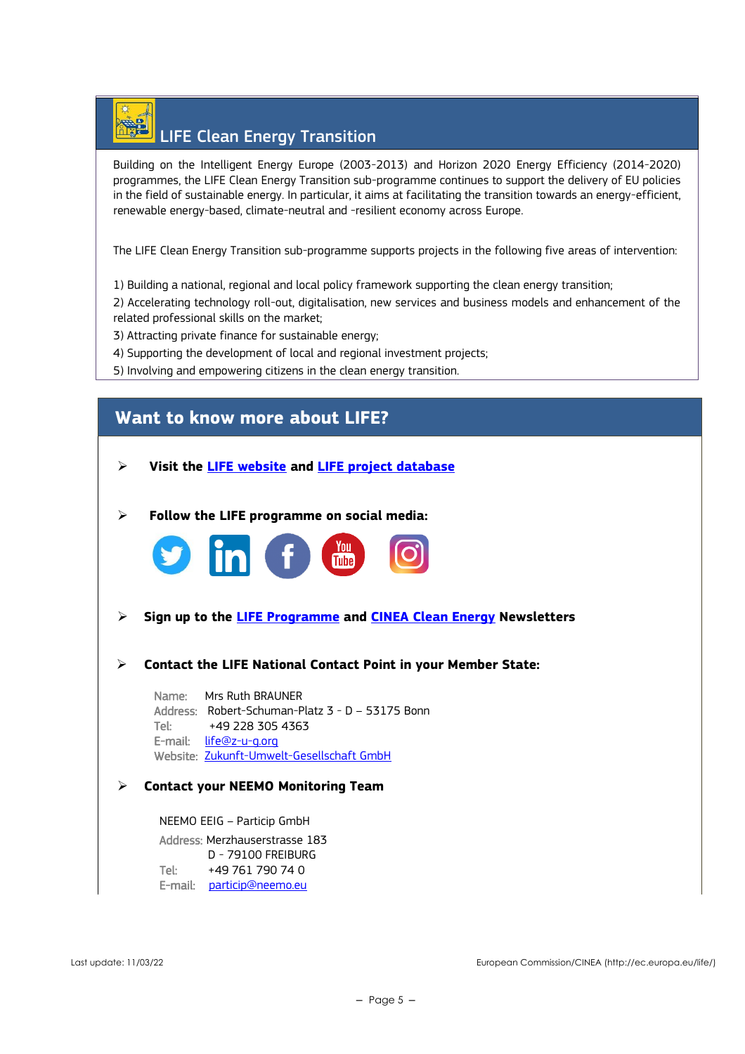## LIFE Clean Energy Transition

Building on the Intelligent Energy Europe (2003-2013) and Horizon 2020 Energy Efficiency (2014-2020) programmes, the LIFE Clean Energy Transition sub-programme continues to support the delivery of EU policies in the field of sustainable energy. In particular, it aims at facilitating the transition towards an energy-efficient, renewable energy-based, climate-neutral and -resilient economy across Europe.

The LIFE Clean Energy Transition sub-programme supports projects in the following five areas of intervention:

1) Building a national, regional and local policy framework supporting the clean energy transition;
2) Accelerating technology roll-out, digitalisation, new services and business models and enhancement of the related professional skills on the market;
3) Attracting private finance for sustainable energy;
4) Supporting the development of local and regional investment projects;
5) Involving and empowering citizens in the clean energy transition.

## Want to know more about LIFE?

- **Visit the LIFE website and LIFE project database**

- **Follow the LIFE programme on social media:**

- **Sign up to the LIFE Programme and CINEA Clean Energy Newsletters**

- **Contact the LIFE National Contact Point in your Member State:**

  Name: Mrs Ruth BRAUNER
  Address: Robert-Schuman-Platz 3 - D – 53175 Bonn
  Tel: +49 228 305 4363
  E-mail: life@z-u-g.org
  Website: Zukunft-Umwelt-Gesellschaft GmbH

- **Contact your NEEMO Monitoring Team**

  NEEMO EEIG – Particip GmbH
  Address: Merzhauserstrasse 183
  D - 79100 FREIBURG
  Tel: +49 761 790 74 0
  E-mail: particip@neemo.eu

Last update: 11/03/22

European Commission/CINEA (http://ec.europa.eu/life/)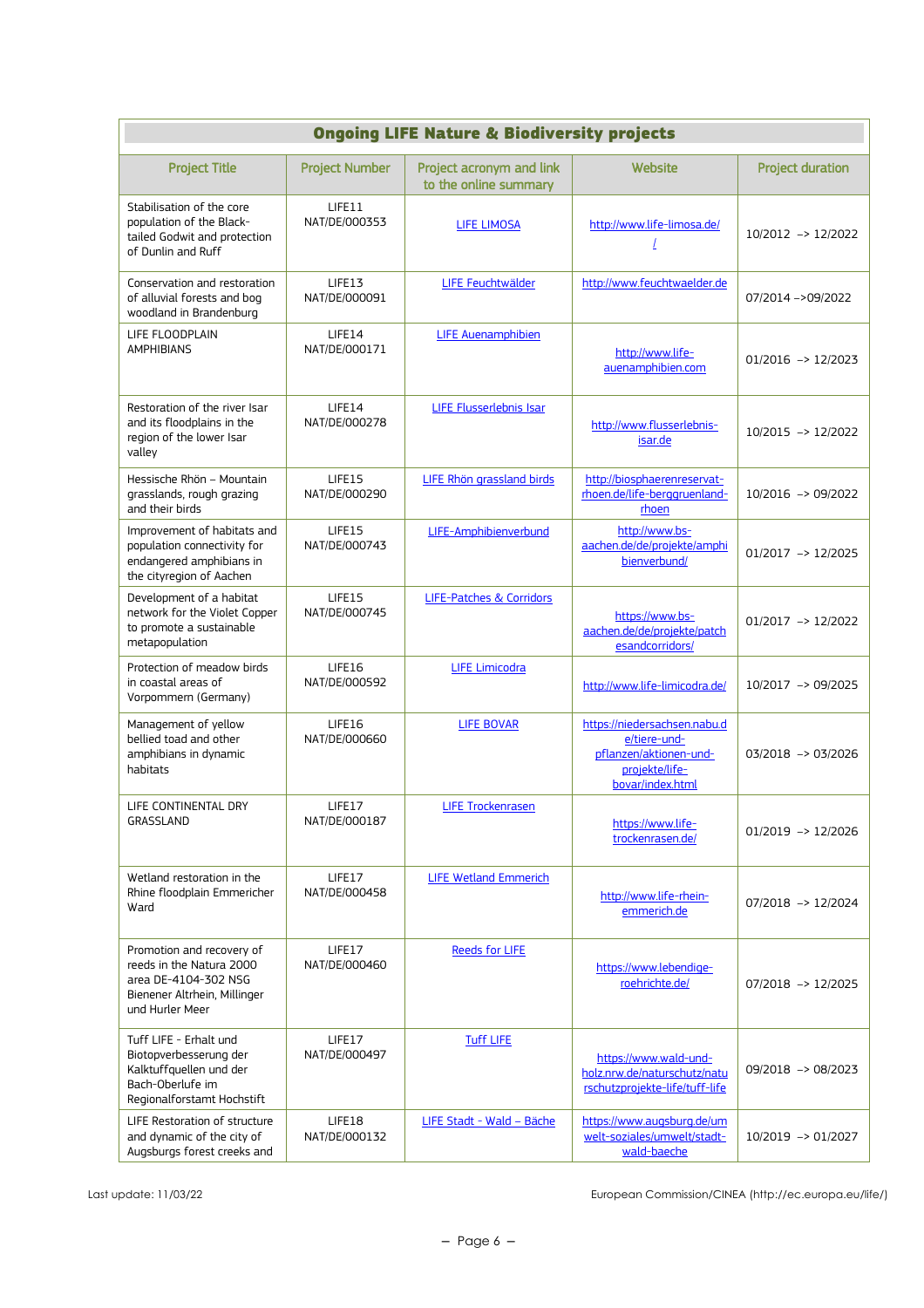| Ongoing LIFE Nature & Biodiversity projects | | | | |
|---|---|---|---|---|
| Project Title | Project Number | Project acronym and link to the online summary | Website | Project duration |
| Stabilisation of the core population of the Black-tailed Godwit and protection of Dunlin and Ruff | LIFE11 NAT/DE/000353 | LIFE LIMOSA | http://www.life-limosa.de/ | 10/2012 –> 12/2022 |
| Conservation and restoration of alluvial forests and bog woodland in Brandenburg | LIFE13 NAT/DE/000091 | LIFE Feuchtwälder | http://www.feuchtwaelder.de | 07/2014 –>09/2022 |
| LIFE FLOODPLAIN AMPHIBIANS | LIFE14 NAT/DE/000171 | LIFE Auenamphibien | http://www.life-auenamphibien.com | 01/2016 –> 12/2023 |
| Restoration of the river Isar and its floodplains in the region of the lower Isar valley | LIFE14 NAT/DE/000278 | LIFE Flusserlebnis Isar | http://www.flusserlebnis-isar.de | 10/2015 –> 12/2022 |
| Hessische Rhön – Mountain grasslands, rough grazing and their birds | LIFE15 NAT/DE/000290 | LIFE Rhön grassland birds | http://biosphaerenreservat-rhoen.de/life-berggruenland-rhoen | 10/2016 –> 09/2022 |
| Improvement of habitats and population connectivity for endangered amphibians in the cityregion of Aachen | LIFE15 NAT/DE/000743 | LIFE-Amphibienverbund | http://www.bs-aachen.de/de/projekte/amphibienverbund/ | 01/2017 –> 12/2025 |
| Development of a habitat network for the Violet Copper to promote a sustainable metapopulation | LIFE15 NAT/DE/000745 | LIFE-Patches & Corridors | https://www.bs-aachen.de/de/projekte/patchesandcorridors/ | 01/2017 –> 12/2022 |
| Protection of meadow birds in coastal areas of Vorpommern (Germany) | LIFE16 NAT/DE/000592 | LIFE Limicodra | http://www.life-limicodra.de/ | 10/2017 –> 09/2025 |
| Management of yellow bellied toad and other amphibians in dynamic habitats | LIFE16 NAT/DE/000660 | LIFE BOVAR | https://niedersachsen.nabu.de/tiere-und-pflanzen/aktionen-und-projekte/life-bovar/index.html | 03/2018 –> 03/2026 |
| LIFE CONTINENTAL DRY GRASSLAND | LIFE17 NAT/DE/000187 | LIFE Trockenrasen | https://www.life-trockenrasen.de/ | 01/2019 –> 12/2026 |
| Wetland restoration in the Rhine floodplain Emmericher Ward | LIFE17 NAT/DE/000458 | LIFE Wetland Emmerich | http://www.life-rhein-emmerich.de | 07/2018 –> 12/2024 |
| Promotion and recovery of reeds in the Natura 2000 area DE-4104-302 NSG Bienener Altrhein, Millinger und Hurler Meer | LIFE17 NAT/DE/000460 | Reeds for LIFE | https://www.lebendige-roehrichte.de/ | 07/2018 –> 12/2025 |
| Tuff LIFE - Erhalt und Biotopverbesserung der Kalktuffquellen und der Bach-Oberlufe im Regionalforstamt Hochstift | LIFE17 NAT/DE/000497 | Tuff LIFE | https://www.wald-und-holz.nrw.de/naturschutz/naturschutzprojekte-life/tuff-life | 09/2018 –> 08/2023 |
| LIFE Restoration of structure and dynamic of the city of Augsburgs forest creeks and | LIFE18 NAT/DE/000132 | LIFE Stadt - Wald – Bäche | https://www.augsburg.de/umwelt-soziales/umwelt/stadt-wald-baeche | 10/2019 –> 01/2027 |

Last update: 11/03/22

European Commission/CINEA (http://ec.europa.eu/life/)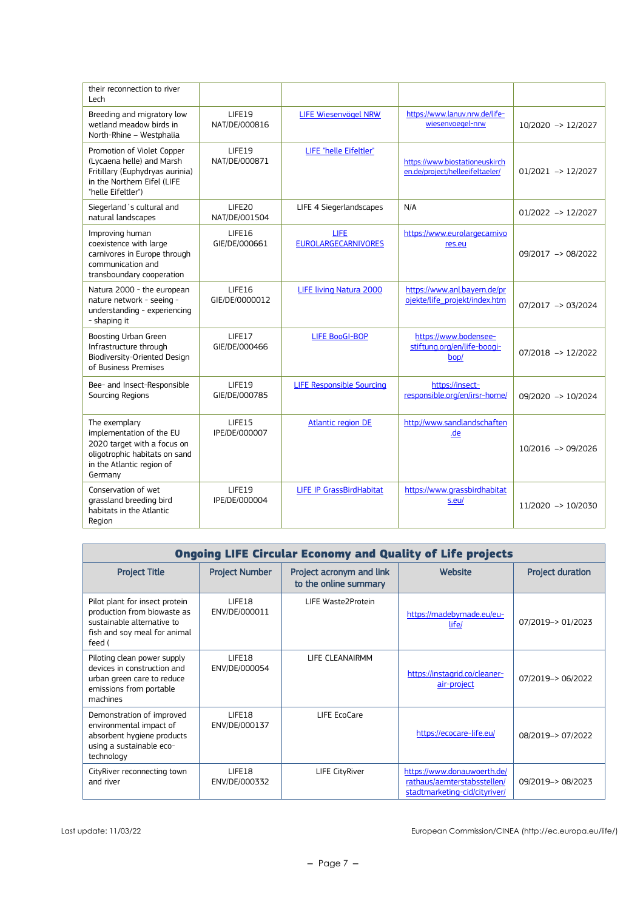| | | | | |
|---|---|---|---|---|
| their reconnection to river Lech | | | | |
| Breeding and migratory low wetland meadow birds in North-Rhine – Westphalia | LIFE19 NAT/DE/000816 | LIFE Wiesenvögel NRW | https://www.lanuv.nrw.de/life-wiesenvoegel-nrw | 10/2020 -> 12/2027 |
| Promotion of Violet Copper (Lycaena helle) and Marsh Fritillary (Euphydryas aurinia) in the Northern Eifel (LIFE "helle Eifeltler") | LIFE19 NAT/DE/000871 | LIFE "helle Eifeltler" | https://www.biostationeuskirchen.de/project/helleeifeltaeler/ | 01/2021 -> 12/2027 |
| Siegerland´s cultural and natural landscapes | LIFE20 NAT/DE/001504 | LIFE 4 Siegerlandscapes | N/A | 01/2022 -> 12/2027 |
| Improving human coexistence with large carnivores in Europe through communication and transboundary cooperation | LIFE16 GIE/DE/000661 | LIFE EUROLARGECARNIVORES | https://www.eurolargecarnivores.eu | 09/2017 -> 08/2022 |
| Natura 2000 - the european nature network - seeing - understanding - experiencing - shaping it | LIFE16 GIE/DE/0000012 | LIFE living Natura 2000 | https://www.anl.bayern.de/projekte/life_projekt/index.htm | 07/2017 -> 03/2024 |
| Boosting Urban Green Infrastructure through Biodiversity-Oriented Design of Business Premises | LIFE17 GIE/DE/000466 | LIFE BooGI-BOP | https://www.bodensee-stiftung.org/en/life-boogi-bop/ | 07/2018 -> 12/2022 |
| Bee- and Insect-Responsible Sourcing Regions | LIFE19 GIE/DE/000785 | LIFE Responsible Sourcing | https://insect-responsible.org/en/irsr-home/ | 09/2020 -> 10/2024 |
| The exemplary implementation of the EU 2020 target with a focus on oligotrophic habitats on sand in the Atlantic region of Germany | LIFE15 IPE/DE/000007 | Atlantic region DE | http://www.sandlandschaften.de | 10/2016 -> 09/2026 |
| Conservation of wet grassland breeding bird habitats in the Atlantic Region | LIFE19 IPE/DE/000004 | LIFE IP GrassBirdHabitat | https://www.grassbirdhabitats.eu/ | 11/2020 -> 10/2030 |

## Ongoing LIFE Circular Economy and Quality of Life projects

| Project Title | Project Number | Project acronym and link to the online summary | Website | Project duration |
|---|---|---|---|---|
| Pilot plant for insect protein production from biowaste as sustainable alternative to fish and soy meal for animal feed ( | LIFE18 ENV/DE/000011 | LIFE Waste2Protein | https://madebymade.eu/eu-life/ | 07/2019-> 01/2023 |
| Piloting clean power supply devices in construction and urban green care to reduce emissions from portable machines | LIFE18 ENV/DE/000054 | LIFE CLEANAIRMM | https://instagrid.co/cleaner-air-project | 07/2019-> 06/2022 |
| Demonstration of improved environmental impact of absorbent hygiene products using a sustainable eco-technology | LIFE18 ENV/DE/000137 | LIFE EcoCare | https://ecocare-life.eu/ | 08/2019-> 07/2022 |
| CityRiver reconnecting town and river | LIFE18 ENV/DE/000332 | LIFE CityRiver | https://www.donauwoerth.de/rathaus/aemterstabsstellen/stadtmarketing-cid/cityriver/ | 09/2019-> 08/2023 |

Last update: 11/03/22 European Commission/CINEA (http://ec.europa.eu/life/)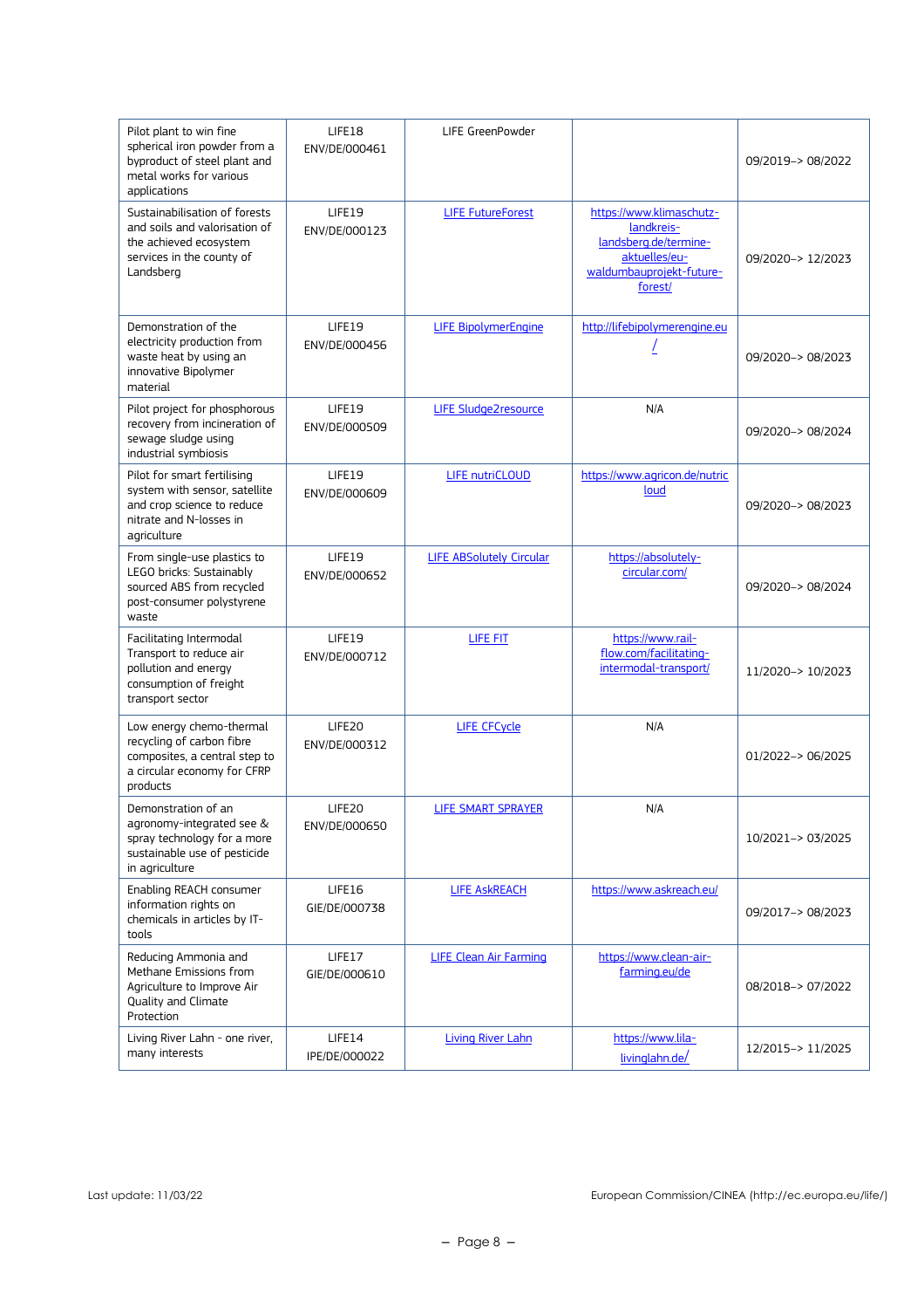| | | | | |
|---|---|---|---|---|
| Pilot plant to win fine spherical iron powder from a byproduct of steel plant and metal works for various applications | LIFE18 ENV/DE/000461 | LIFE GreenPowder | | 09/2019–> 08/2022 |
| Sustainabilisation of forests and soils and valorisation of the achieved ecosystem services in the county of Landsberg | LIFE19 ENV/DE/000123 | LIFE FutureForest | https://www.klimaschutz-landkreis-landsberg.de/termine-aktuelles/eu-waldumbauprojekt-future-forest/ | 09/2020–> 12/2023 |
| Demonstration of the electricity production from waste heat by using an innovative Bipolymer material | LIFE19 ENV/DE/000456 | LIFE BipolymerEngine | http://lifebipolymerengine.eu/ | 09/2020–> 08/2023 |
| Pilot project for phosphorous recovery from incineration of sewage sludge using industrial symbiosis | LIFE19 ENV/DE/000509 | LIFE Sludge2resource | N/A | 09/2020–> 08/2024 |
| Pilot for smart fertilising system with sensor, satellite and crop science to reduce nitrate and N-losses in agriculture | LIFE19 ENV/DE/000609 | LIFE nutriCLOUD | https://www.agricon.de/nutricloud | 09/2020–> 08/2023 |
| From single-use plastics to LEGO bricks: Sustainably sourced ABS from recycled post-consumer polystyrene waste | LIFE19 ENV/DE/000652 | LIFE ABSolutely Circular | https://absolutely-circular.com/ | 09/2020–> 08/2024 |
| Facilitating Intermodal Transport to reduce air pollution and energy consumption of freight transport sector | LIFE19 ENV/DE/000712 | LIFE FIT | https://www.rail-flow.com/facilitating-intermodal-transport/ | 11/2020–> 10/2023 |
| Low energy chemo-thermal recycling of carbon fibre composites, a central step to a circular economy for CFRP products | LIFE20 ENV/DE/000312 | LIFE CFCycle | N/A | 01/2022–> 06/2025 |
| Demonstration of an agronomy-integrated see & spray technology for a more sustainable use of pesticide in agriculture | LIFE20 ENV/DE/000650 | LIFE SMART SPRAYER | N/A | 10/2021–> 03/2025 |
| Enabling REACH consumer information rights on chemicals in articles by IT-tools | LIFE16 GIE/DE/000738 | LIFE AskREACH | https://www.askreach.eu/ | 09/2017–> 08/2023 |
| Reducing Ammonia and Methane Emissions from Agriculture to Improve Air Quality and Climate Protection | LIFE17 GIE/DE/000610 | LIFE Clean Air Farming | https://www.clean-air-farming.eu/de | 08/2018–> 07/2022 |
| Living River Lahn - one river, many interests | LIFE14 IPE/DE/000022 | Living River Lahn | https://www.lila-livinglahn.de/ | 12/2015–> 11/2025 |

Last update: 11/03/22

European Commission/CINEA (http://ec.europa.eu/life/)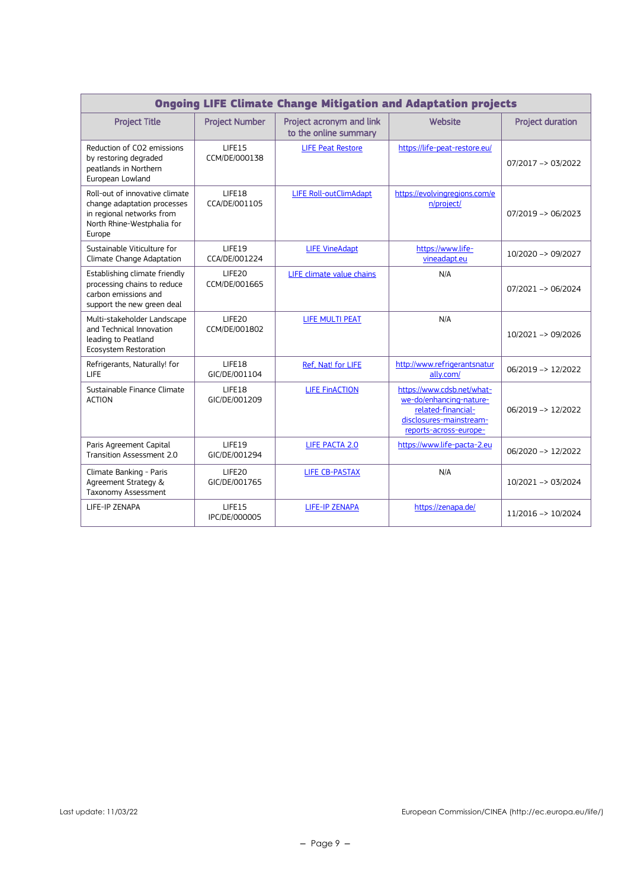| Ongoing LIFE Climate Change Mitigation and Adaptation projects | | | | |
|---|---|---|---|---|
| Project Title | Project Number | Project acronym and link to the online summary | Website | Project duration |
| Reduction of CO2 emissions by restoring degraded peatlands in Northern European Lowland | LIFE15 CCM/DE/000138 | LIFE Peat Restore | https://life-peat-restore.eu/ | 07/2017 –> 03/2022 |
| Roll-out of innovative climate change adaptation processes in regional networks from North Rhine-Westphalia for Europe | LIFE18 CCA/DE/001105 | LIFE Roll-outClimAdapt | https://evolvingregions.com/en/project/ | 07/2019 –> 06/2023 |
| Sustainable Viticulture for Climate Change Adaptation | LIFE19 CCA/DE/001224 | LIFE VineAdapt | https://www.life-vineadapt.eu | 10/2020 –> 09/2027 |
| Establishing climate friendly processing chains to reduce carbon emissions and support the new green deal | LIFE20 CCM/DE/001665 | LIFE climate value chains | N/A | 07/2021 –> 06/2024 |
| Multi-stakeholder Landscape and Technical Innovation leading to Peatland Ecosystem Restoration | LIFE20 CCM/DE/001802 | LIFE MULTI PEAT | N/A | 10/2021 –> 09/2026 |
| Refrigerants, Naturally! for LIFE | LIFE18 GIC/DE/001104 | Ref, Nat! for LIFE | http://www.refrigerantsnaturally.com/ | 06/2019 –> 12/2022 |
| Sustainable Finance Climate ACTION | LIFE18 GIC/DE/001209 | LIFE FinACTION | https://www.cdsb.net/what-we-do/enhancing-nature-related-financial-disclosures-mainstream-reports-across-europe- | 06/2019 –> 12/2022 |
| Paris Agreement Capital Transition Assessment 2.0 | LIFE19 GIC/DE/001294 | LIFE PACTA 2.0 | https://www.life-pacta-2.eu | 06/2020 –> 12/2022 |
| Climate Banking - Paris Agreement Strategy & Taxonomy Assessment | LIFE20 GIC/DE/001765 | LIFE CB-PASTAX | N/A | 10/2021 –> 03/2024 |
| LIFE-IP ZENAPA | LIFE15 IPC/DE/000005 | LIFE-IP ZENAPA | https://zenapa.de/ | 11/2016 –> 10/2024 |

Last update: 11/03/22

European Commission/CINEA (http://ec.europa.eu/life/)